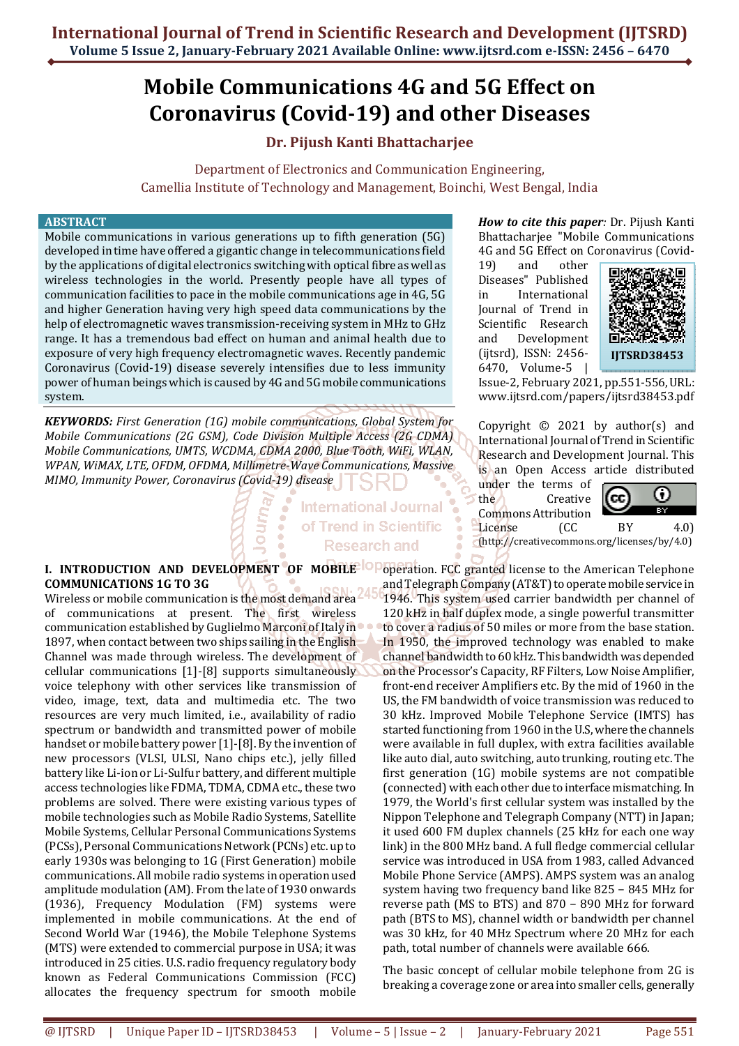# Mobile Communications 4G and 5G Effect on Coronavirus (Covid-19) and other Diseases

**Dr. Pijush Kanti Bhattacharjee**

Department of Electronics and Communication Engineering,
Camellia Institute of Technology and Management, Boinchi, West Bengal, India

## ABSTRACT

Mobile communications in various generations up to fifth generation (5G) developed in time have offered a gigantic change in telecommunications field by the applications of digital electronics switching with optical fibre as well as wireless technologies in the world. Presently people have all types of communication facilities to pace in the mobile communications age in 4G, 5G and higher Generation having very high speed data communications by the help of electromagnetic waves transmission-receiving system in MHz to GHz range. It has a tremendous bad effect on human and animal health due to exposure of very high frequency electromagnetic waves. Recently pandemic Coronavirus (Covid-19) disease severely intensifies due to less immunity power of human beings which is caused by 4G and 5G mobile communications system.

***KEYWORDS:*** *First Generation (1G) mobile communications, Global System for Mobile Communications (2G GSM), Code Division Multiple Access (2G CDMA) Mobile Communications, UMTS, WCDMA, CDMA 2000, Blue Tooth, WiFi, WLAN, WPAN, WiMAX, LTE, OFDM, OFDMA, Millimetre-Wave Communications, Massive MIMO, Immunity Power, Coronavirus (Covid-19) disease*

***How to cite this paper****:* Dr. Pijush Kanti Bhattacharjee "Mobile Communications 4G and 5G Effect on Coronavirus (Covid-19) and other Diseases" Published in International Journal of Trend in Scientific Research and Development (ijtsrd), ISSN: 2456-6470, Volume-5 | Issue-2, February 2021, pp.551-556, URL: www.ijtsrd.com/papers/ijtsrd38453.pdf

IJTSRD38453

Copyright © 2021 by author(s) and International Journal of Trend in Scientific Research and Development Journal. This is an Open Access article distributed under the terms of the Creative Commons Attribution License (CC BY 4.0) (http://creativecommons.org/licenses/by/4.0)

## I. INTRODUCTION AND DEVELOPMENT OF MOBILE COMMUNICATIONS 1G TO 3G

Wireless or mobile communication is the most demand area of communications at present. The first wireless communication established by Guglielmo Marconi of Italy in 1897, when contact between two ships sailing in the English Channel was made through wireless. The development of cellular communications [1]-[8] supports simultaneously voice telephony with other services like transmission of video, image, text, data and multimedia etc. The two resources are very much limited, i.e., availability of radio spectrum or bandwidth and transmitted power of mobile handset or mobile battery power [1]-[8]. By the invention of new processors (VLSI, ULSI, Nano chips etc.), jelly filled battery like Li-ion or Li-Sulfur battery, and different multiple access technologies like FDMA, TDMA, CDMA etc., these two problems are solved. There were existing various types of mobile technologies such as Mobile Radio Systems, Satellite Mobile Systems, Cellular Personal Communications Systems (PCSs), Personal Communications Network (PCNs) etc. up to early 1930s was belonging to 1G (First Generation) mobile communications. All mobile radio systems in operation used amplitude modulation (AM). From the late of 1930 onwards (1936), Frequency Modulation (FM) systems were implemented in mobile communications. At the end of Second World War (1946), the Mobile Telephone Systems (MTS) were extended to commercial purpose in USA; it was introduced in 25 cities. U.S. radio frequency regulatory body known as Federal Communications Commission (FCC) allocates the frequency spectrum for smooth mobile operation. FCC granted license to the American Telephone and Telegraph Company (AT&T) to operate mobile service in 1946. This system used carrier bandwidth per channel of 120 kHz in half duplex mode, a single powerful transmitter to cover a radius of 50 miles or more from the base station. In 1950, the improved technology was enabled to make channel bandwidth to 60 kHz. This bandwidth was depended on the Processor's Capacity, RF Filters, Low Noise Amplifier, front-end receiver Amplifiers etc. By the mid of 1960 in the US, the FM bandwidth of voice transmission was reduced to 30 kHz. Improved Mobile Telephone Service (IMTS) has started functioning from 1960 in the U.S, where the channels were available in full duplex, with extra facilities available like auto dial, auto switching, auto trunking, routing etc. The first generation (1G) mobile systems are not compatible (connected) with each other due to interface mismatching. In 1979, the World's first cellular system was installed by the Nippon Telephone and Telegraph Company (NTT) in Japan; it used 600 FM duplex channels (25 kHz for each one way link) in the 800 MHz band. A full fledge commercial cellular service was introduced in USA from 1983, called Advanced Mobile Phone Service (AMPS). AMPS system was an analog system having two frequency band like 825 – 845 MHz for reverse path (MS to BTS) and 870 – 890 MHz for forward path (BTS to MS), channel width or bandwidth per channel was 30 kHz, for 40 MHz Spectrum where 20 MHz for each path, total number of channels were available 666.

The basic concept of cellular mobile telephone from 2G is breaking a coverage zone or area into smaller cells, generally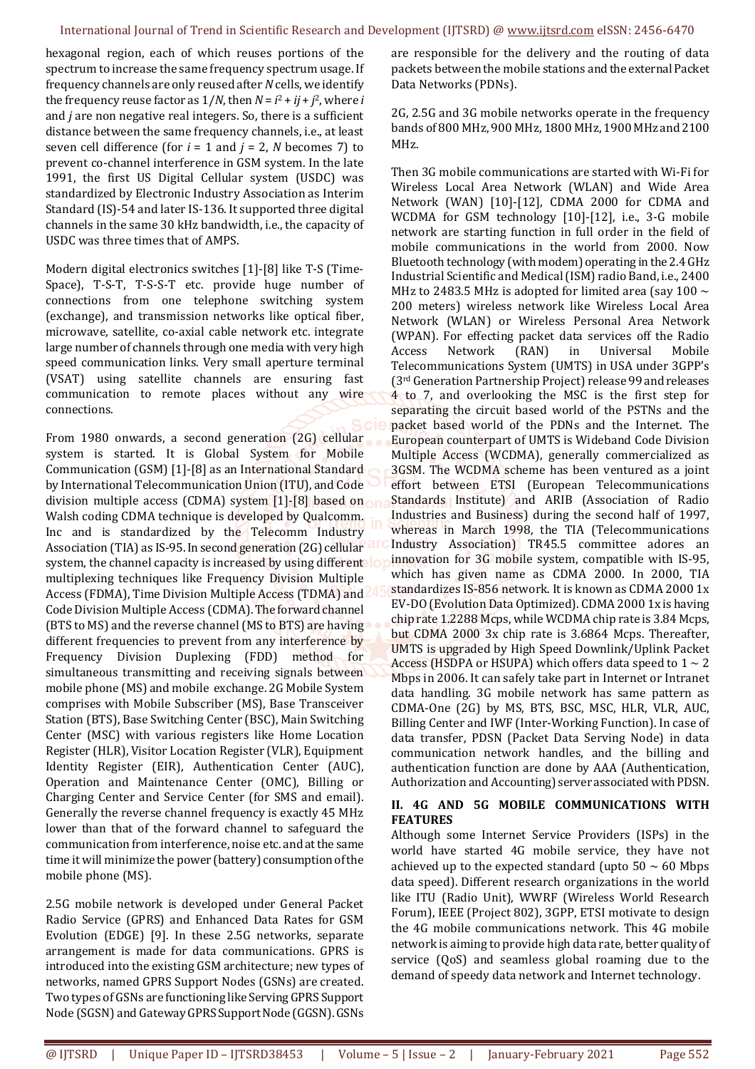hexagonal region, each of which reuses portions of the spectrum to increase the same frequency spectrum usage. If frequency channels are only reused after $N$ cells, we identify the frequency reuse factor as $1/N$, then $N = i^2 + ij + j^2$, where $i$ and $j$ are non negative real integers. So, there is a sufficient distance between the same frequency channels, i.e., at least seven cell difference (for $i = 1$ and $j = 2$, $N$ becomes 7) to prevent co-channel interference in GSM system. In the late 1991, the first US Digital Cellular system (USDC) was standardized by Electronic Industry Association as Interim Standard (IS)-54 and later IS-136. It supported three digital channels in the same 30 kHz bandwidth, i.e., the capacity of USDC was three times that of AMPS.

Modern digital electronics switches [1]-[8] like T-S (Time-Space), T-S-T, T-S-S-T etc. provide huge number of connections from one telephone switching system (exchange), and transmission networks like optical fiber, microwave, satellite, co-axial cable network etc. integrate large number of channels through one media with very high speed communication links. Very small aperture terminal (VSAT) using satellite channels are ensuring fast communication to remote places without any wire connections.

From 1980 onwards, a second generation (2G) cellular system is started. It is Global System for Mobile Communication (GSM) [1]-[8] as an International Standard by International Telecommunication Union (ITU), and Code division multiple access (CDMA) system [1]-[8] based on Walsh coding CDMA technique is developed by Qualcomm. Inc and is standardized by the Telecomm Industry Association (TIA) as IS-95. In second generation (2G) cellular system, the channel capacity is increased by using different multiplexing techniques like Frequency Division Multiple Access (FDMA), Time Division Multiple Access (TDMA) and Code Division Multiple Access (CDMA). The forward channel (BTS to MS) and the reverse channel (MS to BTS) are having different frequencies to prevent from any interference by Frequency Division Duplexing (FDD) method for simultaneous transmitting and receiving signals between mobile phone (MS) and mobile exchange. 2G Mobile System comprises with Mobile Subscriber (MS), Base Transceiver Station (BTS), Base Switching Center (BSC), Main Switching Center (MSC) with various registers like Home Location Register (HLR), Visitor Location Register (VLR), Equipment Identity Register (EIR), Authentication Center (AUC), Operation and Maintenance Center (OMC), Billing or Charging Center and Service Center (for SMS and email). Generally the reverse channel frequency is exactly 45 MHz lower than that of the forward channel to safeguard the communication from interference, noise etc. and at the same time it will minimize the power (battery) consumption of the mobile phone (MS).

2.5G mobile network is developed under General Packet Radio Service (GPRS) and Enhanced Data Rates for GSM Evolution (EDGE) [9]. In these 2.5G networks, separate arrangement is made for data communications. GPRS is introduced into the existing GSM architecture; new types of networks, named GPRS Support Nodes (GSNs) are created. Two types of GSNs are functioning like Serving GPRS Support Node (SGSN) and Gateway GPRS Support Node (GGSN). GSNs are responsible for the delivery and the routing of data packets between the mobile stations and the external Packet Data Networks (PDNs).

2G, 2.5G and 3G mobile networks operate in the frequency bands of 800 MHz, 900 MHz, 1800 MHz, 1900 MHz and 2100 MHz.

Then 3G mobile communications are started with Wi-Fi for Wireless Local Area Network (WLAN) and Wide Area Network (WAN) [10]-[12], CDMA 2000 for CDMA and WCDMA for GSM technology [10]-[12], i.e., 3-G mobile network are starting function in full order in the field of mobile communications in the world from 2000. Now Bluetooth technology (with modem) operating in the 2.4 GHz Industrial Scientific and Medical (ISM) radio Band, i.e., 2400 MHz to 2483.5 MHz is adopted for limited area (say 100 ~ 200 meters) wireless network like Wireless Local Area Network (WLAN) or Wireless Personal Area Network (WPAN). For effecting packet data services off the Radio Access Network (RAN) in Universal Mobile Telecommunications System (UMTS) in USA under 3GPP's (3rd Generation Partnership Project) release 99 and releases 4 to 7, and overlooking the MSC is the first step for separating the circuit based world of the PSTNs and the packet based world of the PDNs and the Internet. The European counterpart of UMTS is Wideband Code Division Multiple Access (WCDMA), generally commercialized as 3GSM. The WCDMA scheme has been ventured as a joint effort between ETSI (European Telecommunications Standards Institute) and ARIB (Association of Radio Industries and Business) during the second half of 1997, whereas in March 1998, the TIA (Telecommunications Industry Association) TR45.5 committee adores an innovation for 3G mobile system, compatible with IS-95, which has given name as CDMA 2000. In 2000, TIA standardizes IS-856 network. It is known as CDMA 2000 1x EV-DO (Evolution Data Optimized). CDMA 2000 1x is having chip rate 1.2288 Mcps, while WCDMA chip rate is 3.84 Mcps, but CDMA 2000 3x chip rate is 3.6864 Mcps. Thereafter, UMTS is upgraded by High Speed Downlink/Uplink Packet Access (HSDPA or HSUPA) which offers data speed to 1 ~ 2 Mbps in 2006. It can safely take part in Internet or Intranet data handling. 3G mobile network has same pattern as CDMA-One (2G) by MS, BTS, BSC, MSC, HLR, VLR, AUC, Billing Center and IWF (Inter-Working Function). In case of data transfer, PDSN (Packet Data Serving Node) in data communication network handles, and the billing and authentication function are done by AAA (Authentication, Authorization and Accounting) server associated with PDSN.

## II. 4G AND 5G MOBILE COMMUNICATIONS WITH FEATURES

Although some Internet Service Providers (ISPs) in the world have started 4G mobile service, they have not achieved up to the expected standard (upto 50 ~ 60 Mbps data speed). Different research organizations in the world like ITU (Radio Unit), WWRF (Wireless World Research Forum), IEEE (Project 802), 3GPP, ETSI motivate to design the 4G mobile communications network. This 4G mobile network is aiming to provide high data rate, better quality of service (QoS) and seamless global roaming due to the demand of speedy data network and Internet technology.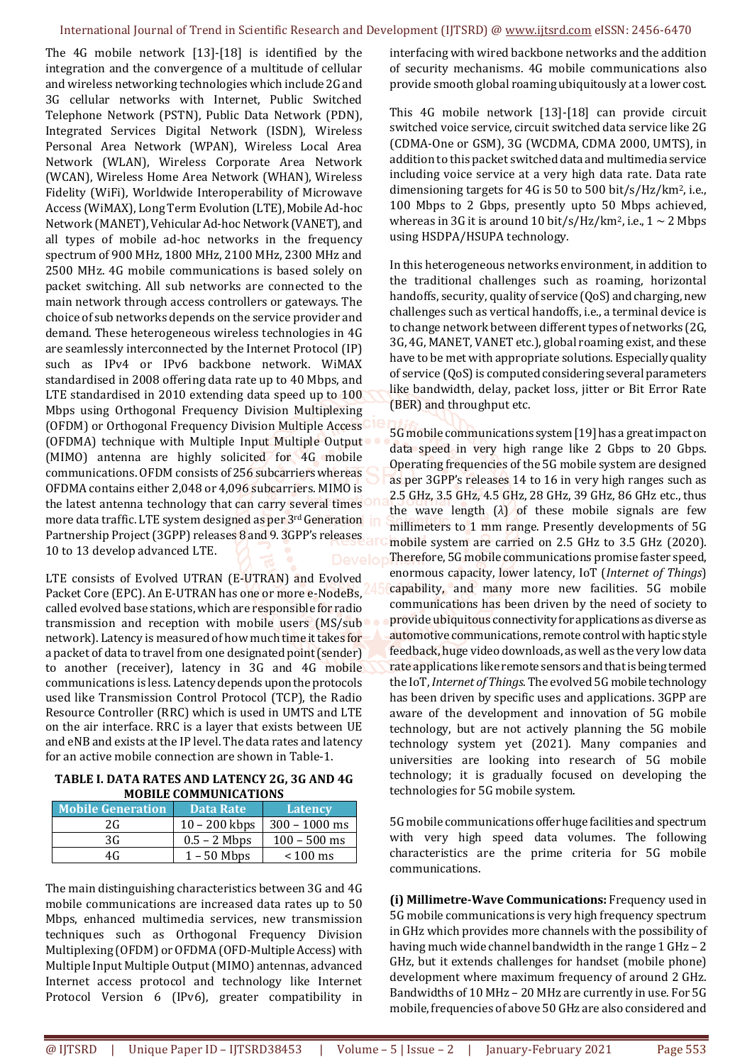The 4G mobile network [13]-[18] is identified by the integration and the convergence of a multitude of cellular and wireless networking technologies which include 2G and 3G cellular networks with Internet, Public Switched Telephone Network (PSTN), Public Data Network (PDN), Integrated Services Digital Network (ISDN), Wireless Personal Area Network (WPAN), Wireless Local Area Network (WLAN), Wireless Corporate Area Network (WCAN), Wireless Home Area Network (WHAN), Wireless Fidelity (WiFi), Worldwide Interoperability of Microwave Access (WiMAX), Long Term Evolution (LTE), Mobile Ad-hoc Network (MANET), Vehicular Ad-hoc Network (VANET), and all types of mobile ad-hoc networks in the frequency spectrum of 900 MHz, 1800 MHz, 2100 MHz, 2300 MHz and 2500 MHz. 4G mobile communications is based solely on packet switching. All sub networks are connected to the main network through access controllers or gateways. The choice of sub networks depends on the service provider and demand. These heterogeneous wireless technologies in 4G are seamlessly interconnected by the Internet Protocol (IP) such as IPv4 or IPv6 backbone network. WiMAX standardised in 2008 offering data rate up to 40 Mbps, and LTE standardised in 2010 extending data speed up to 100 Mbps using Orthogonal Frequency Division Multiplexing (OFDM) or Orthogonal Frequency Division Multiple Access (OFDMA) technique with Multiple Input Multiple Output (MIMO) antenna are highly solicited for 4G mobile communications. OFDM consists of 256 subcarriers whereas OFDMA contains either 2,048 or 4,096 subcarriers. MIMO is the latest antenna technology that can carry several times more data traffic. LTE system designed as per 3rd Generation Partnership Project (3GPP) releases 8 and 9. 3GPP's releases 10 to 13 develop advanced LTE.

LTE consists of Evolved UTRAN (E-UTRAN) and Evolved Packet Core (EPC). An E-UTRAN has one or more e-NodeBs, called evolved base stations, which are responsible for radio transmission and reception with mobile users (MS/sub network). Latency is measured of how much time it takes for a packet of data to travel from one designated point (sender) to another (receiver), latency in 3G and 4G mobile communications is less. Latency depends upon the protocols used like Transmission Control Protocol (TCP), the Radio Resource Controller (RRC) which is used in UMTS and LTE on the air interface. RRC is a layer that exists between UE and eNB and exists at the IP level. The data rates and latency for an active mobile connection are shown in Table-1.

**TABLE I. DATA RATES AND LATENCY 2G, 3G AND 4G MOBILE COMMUNICATIONS**

| Mobile Generation | Data Rate | Latency |
|---|---|---|
| 2G | 10 – 200 kbps | 300 – 1000 ms |
| 3G | 0.5 – 2 Mbps | 100 – 500 ms |
| 4G | 1 – 50 Mbps | < 100 ms |

The main distinguishing characteristics between 3G and 4G mobile communications are increased data rates up to 50 Mbps, enhanced multimedia services, new transmission techniques such as Orthogonal Frequency Division Multiplexing (OFDM) or OFDMA (OFD-Multiple Access) with Multiple Input Multiple Output (MIMO) antennas, advanced Internet access protocol and technology like Internet Protocol Version 6 (IPv6), greater compatibility in interfacing with wired backbone networks and the addition of security mechanisms. 4G mobile communications also provide smooth global roaming ubiquitously at a lower cost.

This 4G mobile network [13]-[18] can provide circuit switched voice service, circuit switched data service like 2G (CDMA-One or GSM), 3G (WCDMA, CDMA 2000, UMTS), in addition to this packet switched data and multimedia service including voice service at a very high data rate. Data rate dimensioning targets for 4G is 50 to 500 bit/s/Hz/km$^2$, i.e., 100 Mbps to 2 Gbps, presently upto 50 Mbps achieved, whereas in 3G it is around 10 bit/s/Hz/km$^2$, i.e., 1 ~ 2 Mbps using HSDPA/HSUPA technology.

In this heterogeneous networks environment, in addition to the traditional challenges such as roaming, horizontal handoffs, security, quality of service (QoS) and charging, new challenges such as vertical handoffs, i.e., a terminal device is to change network between different types of networks (2G, 3G, 4G, MANET, VANET etc.), global roaming exist, and these have to be met with appropriate solutions. Especially quality of service (QoS) is computed considering several parameters like bandwidth, delay, packet loss, jitter or Bit Error Rate (BER) and throughput etc.

5G mobile communications system [19] has a great impact on data speed in very high range like 2 Gbps to 20 Gbps. Operating frequencies of the 5G mobile system are designed as per 3GPP's releases 14 to 16 in very high ranges such as 2.5 GHz, 3.5 GHz, 4.5 GHz, 28 GHz, 39 GHz, 86 GHz etc., thus the wave length ($\lambda$) of these mobile signals are few millimeters to 1 mm range. Presently developments of 5G mobile system are carried on 2.5 GHz to 3.5 GHz (2020). Therefore, 5G mobile communications promise faster speed, enormous capacity, lower latency, IoT (*Internet of Things*) capability, and many more new facilities. 5G mobile communications has been driven by the need of society to provide ubiquitous connectivity for applications as diverse as automotive communications, remote control with haptic style feedback, huge video downloads, as well as the very low data rate applications like remote sensors and that is being termed the IoT, *Internet of Things*. The evolved 5G mobile technology has been driven by specific uses and applications. 3GPP are aware of the development and innovation of 5G mobile technology, but are not actively planning the 5G mobile technology system yet (2021). Many companies and universities are looking into research of 5G mobile technology; it is gradually focused on developing the technologies for 5G mobile system.

5G mobile communications offer huge facilities and spectrum with very high speed data volumes. The following characteristics are the prime criteria for 5G mobile communications.

**(i) Millimetre-Wave Communications:** Frequency used in 5G mobile communications is very high frequency spectrum in GHz which provides more channels with the possibility of having much wide channel bandwidth in the range 1 GHz – 2 GHz, but it extends challenges for handset (mobile phone) development where maximum frequency of around 2 GHz. Bandwidths of 10 MHz – 20 MHz are currently in use. For 5G mobile, frequencies of above 50 GHz are also considered and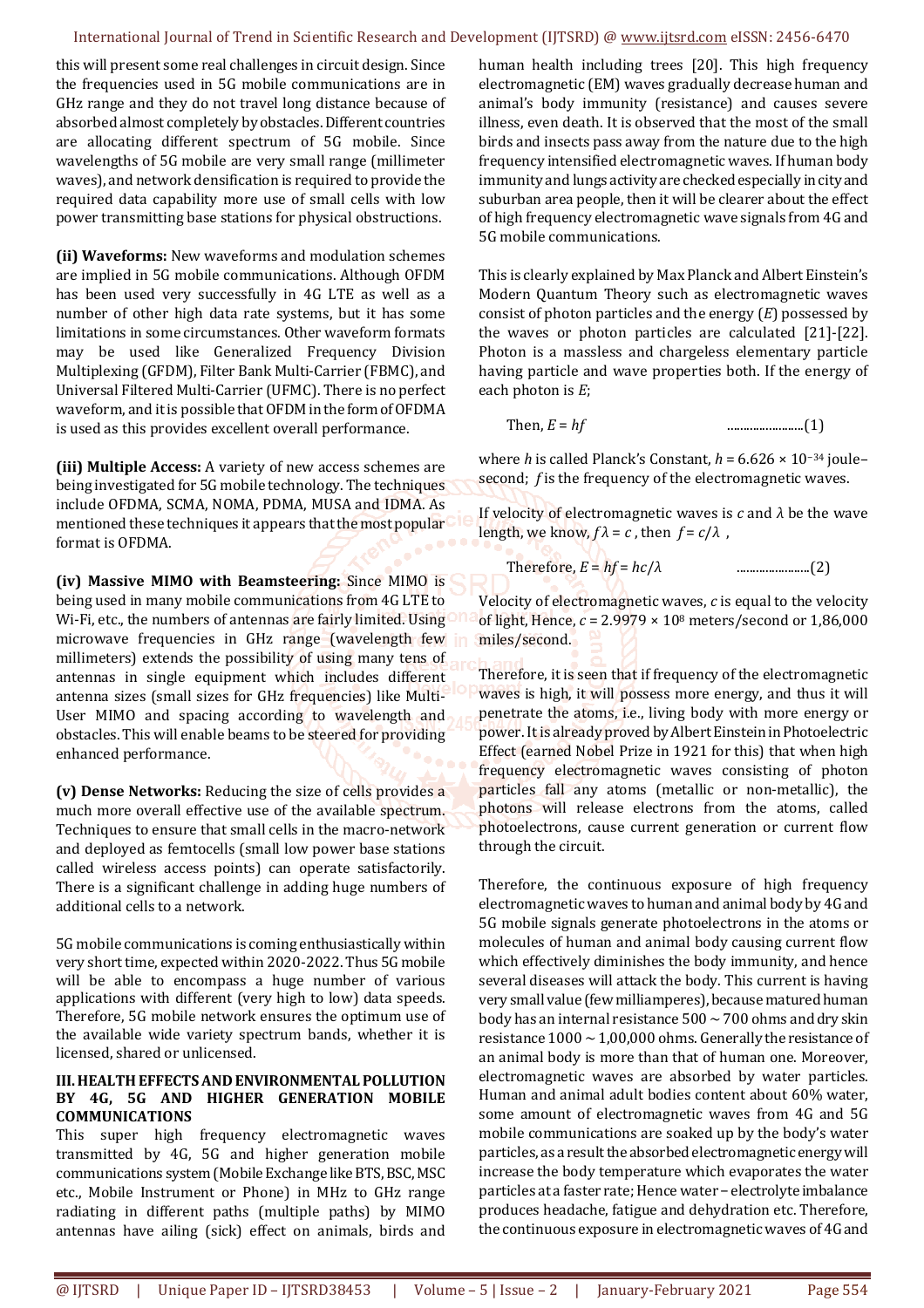this will present some real challenges in circuit design. Since the frequencies used in 5G mobile communications are in GHz range and they do not travel long distance because of absorbed almost completely by obstacles. Different countries are allocating different spectrum of 5G mobile. Since wavelengths of 5G mobile are very small range (millimeter waves), and network densification is required to provide the required data capability more use of small cells with low power transmitting base stations for physical obstructions.

**(ii) Waveforms:** New waveforms and modulation schemes are implied in 5G mobile communications. Although OFDM has been used very successfully in 4G LTE as well as a number of other high data rate systems, but it has some limitations in some circumstances. Other waveform formats may be used like Generalized Frequency Division Multiplexing (GFDM), Filter Bank Multi-Carrier (FBMC), and Universal Filtered Multi-Carrier (UFMC). There is no perfect waveform, and it is possible that OFDM in the form of OFDMA is used as this provides excellent overall performance.

**(iii) Multiple Access:** A variety of new access schemes are being investigated for 5G mobile technology. The techniques include OFDMA, SCMA, NOMA, PDMA, MUSA and IDMA. As mentioned these techniques it appears that the most popular format is OFDMA.

**(iv) Massive MIMO with Beamsteering:** Since MIMO is being used in many mobile communications from 4G LTE to Wi-Fi, etc., the numbers of antennas are fairly limited. Using microwave frequencies in GHz range (wavelength few millimeters) extends the possibility of using many tens of antennas in single equipment which includes different antenna sizes (small sizes for GHz frequencies) like Multi-User MIMO and spacing according to wavelength and obstacles. This will enable beams to be steered for providing enhanced performance.

**(v) Dense Networks:** Reducing the size of cells provides a much more overall effective use of the available spectrum. Techniques to ensure that small cells in the macro-network and deployed as femtocells (small low power base stations called wireless access points) can operate satisfactorily. There is a significant challenge in adding huge numbers of additional cells to a network.

5G mobile communications is coming enthusiastically within very short time, expected within 2020-2022. Thus 5G mobile will be able to encompass a huge number of various applications with different (very high to low) data speeds. Therefore, 5G mobile network ensures the optimum use of the available wide variety spectrum bands, whether it is licensed, shared or unlicensed.

## III. HEALTH EFFECTS AND ENVIRONMENTAL POLLUTION BY 4G, 5G AND HIGHER GENERATION MOBILE COMMUNICATIONS

This super high frequency electromagnetic waves transmitted by 4G, 5G and higher generation mobile communications system (Mobile Exchange like BTS, BSC, MSC etc., Mobile Instrument or Phone) in MHz to GHz range radiating in different paths (multiple paths) by MIMO antennas have ailing (sick) effect on animals, birds and human health including trees [20]. This high frequency electromagnetic (EM) waves gradually decrease human and animal's body immunity (resistance) and causes severe illness, even death. It is observed that the most of the small birds and insects pass away from the nature due to the high frequency intensified electromagnetic waves. If human body immunity and lungs activity are checked especially in city and suburban area people, then it will be clearer about the effect of high frequency electromagnetic wave signals from 4G and 5G mobile communications.

This is clearly explained by Max Planck and Albert Einstein's Modern Quantum Theory such as electromagnetic waves consist of photon particles and the energy ($E$) possessed by the waves or photon particles are calculated [21]-[22]. Photon is a massless and chargeless elementary particle having particle and wave properties both. If the energy of each photon is $E$;

Then, $E = hf$ ......................(1)

where $h$ is called Planck's Constant, $h = 6.626 \times 10^{-34}$ joule–second; $f$ is the frequency of the electromagnetic waves.

If velocity of electromagnetic waves is $c$ and $\lambda$ be the wave length, we know, $f\lambda = c$ , then $f = c/\lambda$ ,

Therefore, $E = hf = hc/\lambda$ ......................(2)

Velocity of electromagnetic waves, $c$ is equal to the velocity of light, Hence, $c = 2.9979 \times 10^{8}$ meters/second or 1,86,000 miles/second.

Therefore, it is seen that if frequency of the electromagnetic waves is high, it will possess more energy, and thus it will penetrate the atoms, i.e., living body with more energy or power. It is already proved by Albert Einstein in Photoelectric Effect (earned Nobel Prize in 1921 for this) that when high frequency electromagnetic waves consisting of photon particles fall any atoms (metallic or non-metallic), the photons will release electrons from the atoms, called photoelectrons, cause current generation or current flow through the circuit.

Therefore, the continuous exposure of high frequency electromagnetic waves to human and animal body by 4G and 5G mobile signals generate photoelectrons in the atoms or molecules of human and animal body causing current flow which effectively diminishes the body immunity, and hence several diseases will attack the body. This current is having very small value (few milliamperes), because matured human body has an internal resistance 500 ~ 700 ohms and dry skin resistance 1000 ~ 1,00,000 ohms. Generally the resistance of an animal body is more than that of human one. Moreover, electromagnetic waves are absorbed by water particles. Human and animal adult bodies content about 60% water, some amount of electromagnetic waves from 4G and 5G mobile communications are soaked up by the body's water particles, as a result the absorbed electromagnetic energy will increase the body temperature which evaporates the water particles at a faster rate; Hence water – electrolyte imbalance produces headache, fatigue and dehydration etc. Therefore, the continuous exposure in electromagnetic waves of 4G and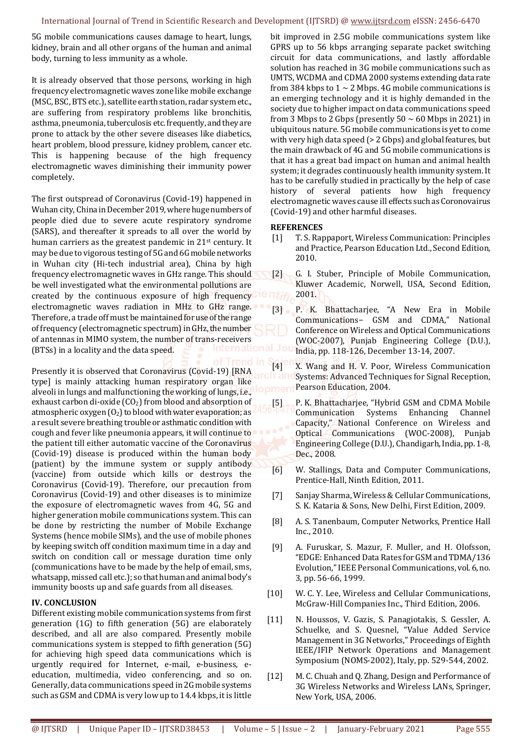5G mobile communications causes damage to heart, lungs, kidney, brain and all other organs of the human and animal body, turning to less immunity as a whole.

It is already observed that those persons, working in high frequency electromagnetic waves zone like mobile exchange (MSC, BSC, BTS etc.), satellite earth station, radar system etc., are suffering from respiratory problems like bronchitis, asthma, pneumonia, tuberculosis etc. frequently, and they are prone to attack by the other severe diseases like diabetics, heart problem, blood pressure, kidney problem, cancer etc. This is happening because of the high frequency electromagnetic waves diminishing their immunity power completely.

The first outspread of Coronavirus (Covid-19) happened in Wuhan city, China in December 2019, where huge numbers of people died due to severe acute respiratory syndrome (SARS), and thereafter it spreads to all over the world by human carriers as the greatest pandemic in 21st century. It may be due to vigorous testing of 5G and 6G mobile networks in Wuhan city (Hi-tech industrial area), China by high frequency electromagnetic waves in GHz range. This should be well investigated what the environmental pollutions are created by the continuous exposure of high frequency electromagnetic waves radiation in MHz to GHz range. Therefore, a trade off must be maintained for use of the range of frequency (electromagnetic spectrum) in GHz, the number of antennas in MIMO system, the number of trans-receivers (BTSs) in a locality and the data speed.

Presently it is observed that Coronavirus (Covid-19) [RNA type] is mainly attacking human respiratory organ like alveoli in lungs and malfunctioning the working of lungs, i.e., exhaust carbon di-oxide ($CO_2$) from blood and absorption of atmospheric oxygen ($O_2$) to blood with water evaporation; as a result severe breathing trouble or asthmatic condition with cough and fever like pneumonia appears, it will continue to the patient till either automatic vaccine of the Coronavirus (Covid-19) disease is produced within the human body (patient) by the immune system or supply antibody (vaccine) from outside which kills or destroys the Coronavirus (Covid-19). Therefore, our precaution from Coronavirus (Covid-19) and other diseases is to minimize the exposure of electromagnetic waves from 4G, 5G and higher generation mobile communications system. This can be done by restricting the number of Mobile Exchange Systems (hence mobile SIMs), and the use of mobile phones by keeping switch off condition maximum time in a day and switch on condition call or message duration time only (communications have to be made by the help of email, sms, whatsapp, missed call etc.); so that human and animal body's immunity boosts up and safe guards from all diseases.

## IV. CONCLUSION

Different existing mobile communication systems from first generation (1G) to fifth generation (5G) are elaborately described, and all are also compared. Presently mobile communications system is stepped to fifth generation (5G) for achieving high speed data communications which is urgently required for Internet, e-mail, e-business, e-education, multimedia, video conferencing, and so on. Generally, data communications speed in 2G mobile systems such as GSM and CDMA is very low up to 14.4 kbps, it is little bit improved in 2.5G mobile communications system like GPRS up to 56 kbps arranging separate packet switching circuit for data communications, and lastly affordable solution has reached in 3G mobile communications such as UMTS, WCDMA and CDMA 2000 systems extending data rate from 384 kbps to 1 ~ 2 Mbps. 4G mobile communications is an emerging technology and it is highly demanded in the society due to higher impact on data communications speed from 3 Mbps to 2 Gbps (presently 50 ~ 60 Mbps in 2021) in ubiquitous nature. 5G mobile communications is yet to come with very high data speed (> 2 Gbps) and global features, but the main drawback of 4G and 5G mobile communications is that it has a great bad impact on human and animal health system; it degrades continuously health immunity system. It has to be carefully studied in practically by the help of case history of several patients how high frequency electromagnetic waves cause ill effects such as Coronovairus (Covid-19) and other harmful diseases.

## REFERENCES

[1] T. S. Rappaport, Wireless Communication: Principles and Practice, Pearson Education Ltd., Second Edition, 2010.

[2] G. I. Stuber, Principle of Mobile Communication, Kluwer Academic, Norwell, USA, Second Edition, 2001.

[3] P. K. Bhattacharjee, "A New Era in Mobile Communications– GSM and CDMA," National Conference on Wireless and Optical Communications (WOC-2007), Punjab Engineering College (D.U.), India, pp. 118-126, December 13-14, 2007.

[4] X. Wang and H. V. Poor, Wireless Communication Systems: Advanced Techniques for Signal Reception, Pearson Education, 2004.

[5] P. K. Bhattacharjee, "Hybrid GSM and CDMA Mobile Communication Systems Enhancing Channel Capacity," National Conference on Wireless and Optical Communications (WOC-2008), Punjab Engineering College (D.U.), Chandigarh, India, pp. 1-8, Dec., 2008.

[6] W. Stallings, Data and Computer Communications, Prentice-Hall, Ninth Edition, 2011.

[7] Sanjay Sharma, Wireless & Cellular Communications, S. K. Kataria & Sons, New Delhi, First Edition, 2009.

[8] A. S. Tanenbaum, Computer Networks, Prentice Hall Inc., 2010.

[9] A. Furuskar, S. Mazur, F. Muller, and H. Olofsson, "EDGE: Enhanced Data Rates for GSM and TDMA/136 Evolution," IEEE Personal Communications, vol. 6, no. 3, pp. 56-66, 1999.

[10] W. C. Y. Lee, Wireless and Cellular Communications, McGraw-Hill Companies Inc., Third Edition, 2006.

[11] N. Houssos, V. Gazis, S. Panagiotakis, S. Gessler, A. Schuelke, and S. Quesnel, "Value Added Service Management in 3G Networks," Proceedings of Eighth IEEE/IFIP Network Operations and Management Symposium (NOMS-2002), Italy, pp. 529-544, 2002.

[12] M. C. Chuah and Q. Zhang, Design and Performance of 3G Wireless Networks and Wireless LANs, Springer, New York, USA, 2006.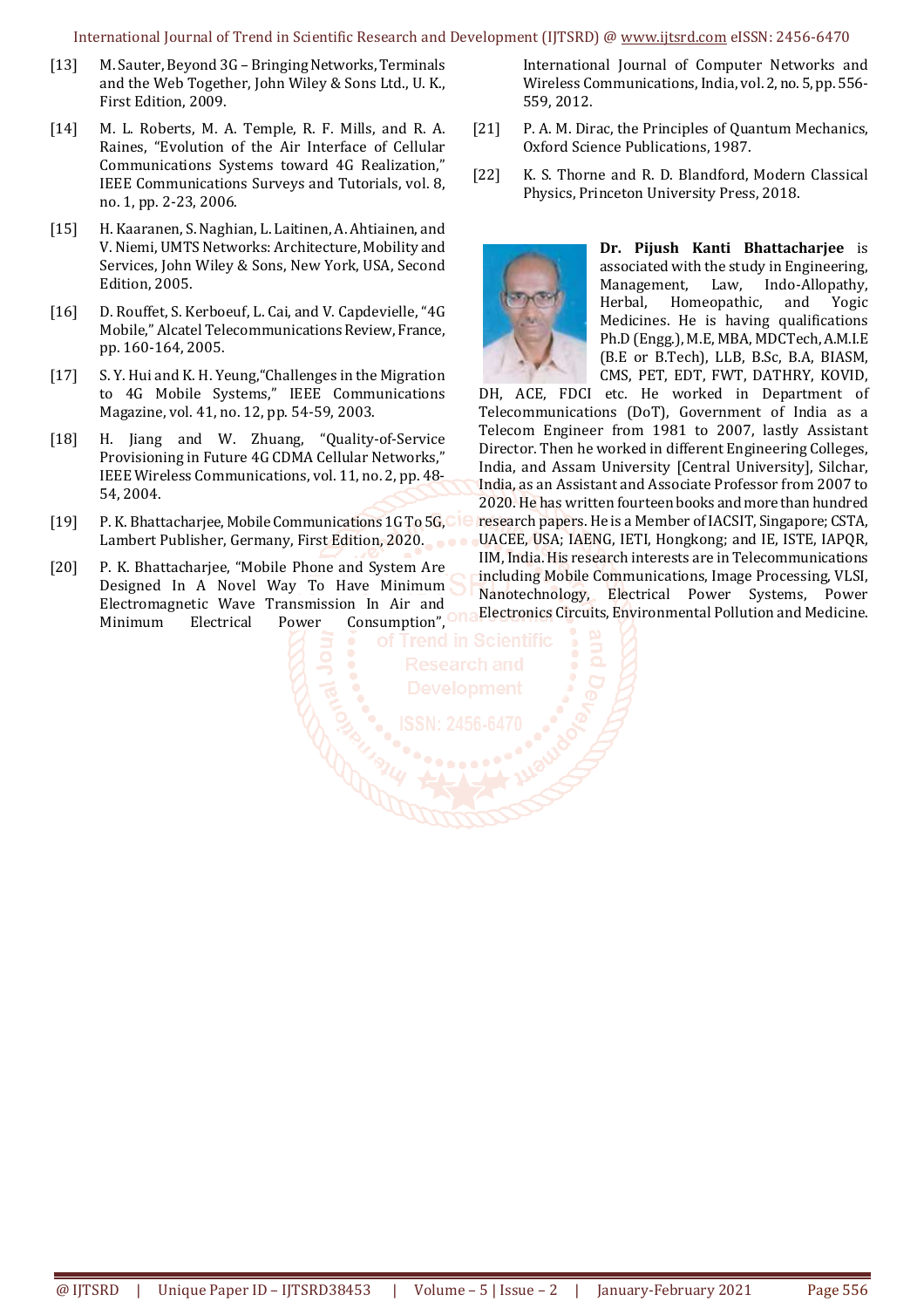[13] M. Sauter, Beyond 3G – Bringing Networks, Terminals and the Web Together, John Wiley & Sons Ltd., U. K., First Edition, 2009.

[14] M. L. Roberts, M. A. Temple, R. F. Mills, and R. A. Raines, "Evolution of the Air Interface of Cellular Communications Systems toward 4G Realization," IEEE Communications Surveys and Tutorials, vol. 8, no. 1, pp. 2-23, 2006.

[15] H. Kaaranen, S. Naghian, L. Laitinen, A. Ahtiainen, and V. Niemi, UMTS Networks: Architecture, Mobility and Services, John Wiley & Sons, New York, USA, Second Edition, 2005.

[16] D. Rouffet, S. Kerboeuf, L. Cai, and V. Capdevielle, "4G Mobile," Alcatel Telecommunications Review, France, pp. 160-164, 2005.

[17] S. Y. Hui and K. H. Yeung,"Challenges in the Migration to 4G Mobile Systems," IEEE Communications Magazine, vol. 41, no. 12, pp. 54-59, 2003.

[18] H. Jiang and W. Zhuang, "Quality-of-Service Provisioning in Future 4G CDMA Cellular Networks," IEEE Wireless Communications, vol. 11, no. 2, pp. 48-54, 2004.

[19] P. K. Bhattacharjee, Mobile Communications 1G To 5G, Lambert Publisher, Germany, First Edition, 2020.

[20] P. K. Bhattacharjee, "Mobile Phone and System Are Designed In A Novel Way To Have Minimum Electromagnetic Wave Transmission In Air and Minimum Electrical Power Consumption", International Journal of Computer Networks and Wireless Communications, India, vol. 2, no. 5, pp. 556-559, 2012.

[21] P. A. M. Dirac, the Principles of Quantum Mechanics, Oxford Science Publications, 1987.

[22] K. S. Thorne and R. D. Blandford, Modern Classical Physics, Princeton University Press, 2018.

**Dr. Pijush Kanti Bhattacharjee** is associated with the study in Engineering, Management, Law, Indo-Allopathy, Herbal, Homeopathic, and Yogic Medicines. He is having qualifications Ph.D (Engg.), M.E, MBA, MDCTech, A.M.I.E (B.E or B.Tech), LLB, B.Sc, B.A, BIASM, CMS, PET, EDT, FWT, DATHRY, KOVID, DH, ACE, FDCI etc. He worked in Department of Telecommunications (DoT), Government of India as a Telecom Engineer from 1981 to 2007, lastly Assistant Director. Then he worked in different Engineering Colleges, India, and Assam University [Central University], Silchar, India, as an Assistant and Associate Professor from 2007 to 2020. He has written fourteen books and more than hundred research papers. He is a Member of IACSIT, Singapore; CSTA, UACEE, USA; IAENG, IETI, Hongkong; and IE, ISTE, IAPQR, IIM, India. His research interests are in Telecommunications including Mobile Communications, Image Processing, VLSI, Nanotechnology, Electrical Power Systems, Power Electronics Circuits, Environmental Pollution and Medicine.